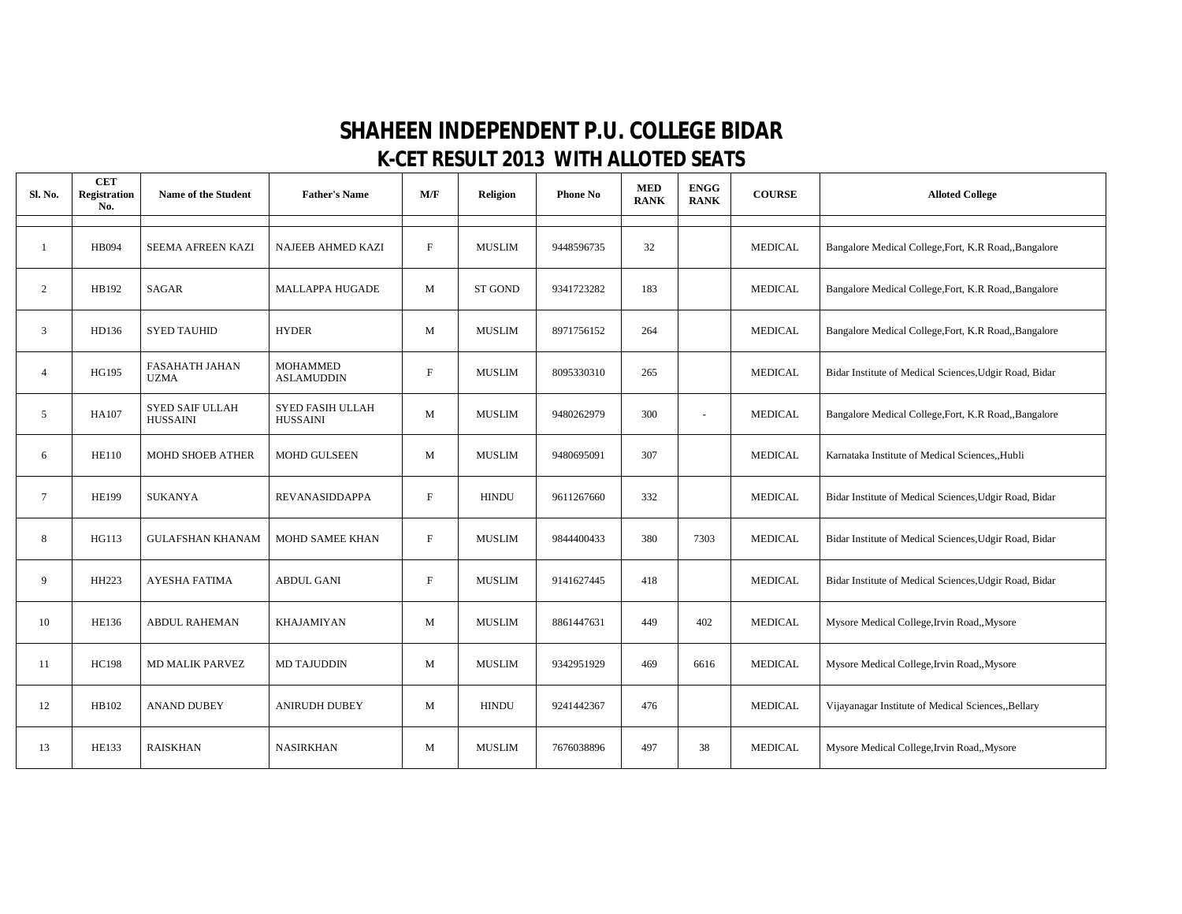# SHAHEEN INDEPENDENT P.U. COLLEGE BIDAR
## K-CET RESULT 2013 WITH ALLOTED SEATS

| Sl. No. | CET Registration No. | Name of the Student | Father's Name | M/F | Religion | Phone No | MED RANK | ENGG RANK | COURSE | Alloted College |
|---|---|---|---|---|---|---|---|---|---|---|
| 1 | HB094 | SEEMA AFREEN KAZI | NAJEEB AHMED KAZI | F | MUSLIM | 9448596735 | 32 | | MEDICAL | Bangalore Medical College,Fort, K.R Road,,Bangalore |
| 2 | HB192 | SAGAR | MALLAPPA HUGADE | M | ST GOND | 9341723282 | 183 | | MEDICAL | Bangalore Medical College,Fort, K.R Road,,Bangalore |
| 3 | HD136 | SYED TAUHID | HYDER | M | MUSLIM | 8971756152 | 264 | | MEDICAL | Bangalore Medical College,Fort, K.R Road,,Bangalore |
| 4 | HG195 | FASAHATH JAHAN UZMA | MOHAMMED ASLAMUDDIN | F | MUSLIM | 8095330310 | 265 | | MEDICAL | Bidar Institute of Medical Sciences,Udgir Road, Bidar |
| 5 | HA107 | SYED SAIF ULLAH HUSSAINI | SYED FASIH ULLAH HUSSAINI | M | MUSLIM | 9480262979 | 300 | - | MEDICAL | Bangalore Medical College,Fort, K.R Road,,Bangalore |
| 6 | HE110 | MOHD SHOEB ATHER | MOHD GULSEEN | M | MUSLIM | 9480695091 | 307 | | MEDICAL | Karnataka Institute of Medical Sciences,,Hubli |
| 7 | HE199 | SUKANYA | REVANASIDDAPPA | F | HINDU | 9611267660 | 332 | | MEDICAL | Bidar Institute of Medical Sciences,Udgir Road, Bidar |
| 8 | HG113 | GULAFSHAN KHANAM | MOHD SAMEE KHAN | F | MUSLIM | 9844400433 | 380 | 7303 | MEDICAL | Bidar Institute of Medical Sciences,Udgir Road, Bidar |
| 9 | HH223 | AYESHA FATIMA | ABDUL GANI | F | MUSLIM | 9141627445 | 418 | | MEDICAL | Bidar Institute of Medical Sciences,Udgir Road, Bidar |
| 10 | HE136 | ABDUL RAHEMAN | KHAJAMIYAN | M | MUSLIM | 8861447631 | 449 | 402 | MEDICAL | Mysore Medical College,Irvin Road,,Mysore |
| 11 | HC198 | MD MALIK PARVEZ | MD TAJUDDIN | M | MUSLIM | 9342951929 | 469 | 6616 | MEDICAL | Mysore Medical College,Irvin Road,,Mysore |
| 12 | HB102 | ANAND DUBEY | ANIRUDH DUBEY | M | HINDU | 9241442367 | 476 | | MEDICAL | Vijayanagar Institute of Medical Sciences,,Bellary |
| 13 | HE133 | RAISKHAN | NASIRKHAN | M | MUSLIM | 7676038896 | 497 | 38 | MEDICAL | Mysore Medical College,Irvin Road,,Mysore |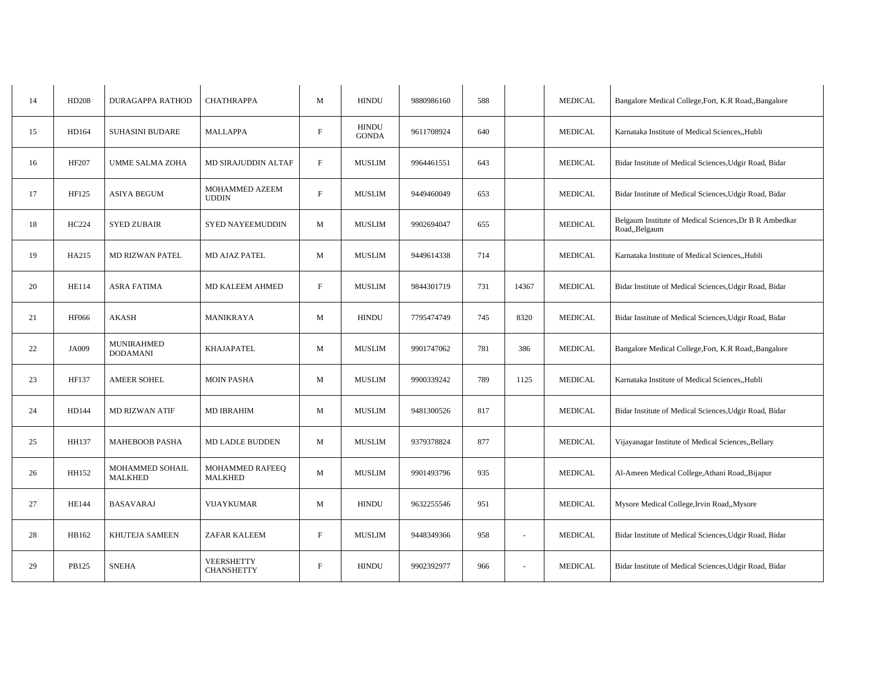| | | | | | | | | | | |
|---|---|---|---|---|---|---|---|---|---|---|
| 14 | HD208 | DURAGAPPA RATHOD | CHATHRAPPA | M | HINDU | 9880986160 | 588 | | MEDICAL | Bangalore Medical College,Fort, K.R Road,,Bangalore |
| 15 | HD164 | SUHASINI BUDARE | MALLAPPA | F | HINDU GONDA | 9611708924 | 640 | | MEDICAL | Karnataka Institute of Medical Sciences,,Hubli |
| 16 | HF207 | UMME SALMA ZOHA | MD SIRAJUDDIN ALTAF | F | MUSLIM | 9964461551 | 643 | | MEDICAL | Bidar Institute of Medical Sciences,Udgir Road, Bidar |
| 17 | HF125 | ASIYA BEGUM | MOHAMMED AZEEM UDDIN | F | MUSLIM | 9449460049 | 653 | | MEDICAL | Bidar Institute of Medical Sciences,Udgir Road, Bidar |
| 18 | HC224 | SYED ZUBAIR | SYED NAYEEMUDDIN | M | MUSLIM | 9902694047 | 655 | | MEDICAL | Belgaum Institute of Medical Sciences,Dr B R Ambedkar Road,,Belgaum |
| 19 | HA215 | MD RIZWAN PATEL | MD AJAZ PATEL | M | MUSLIM | 9449614338 | 714 | | MEDICAL | Karnataka Institute of Medical Sciences,,Hubli |
| 20 | HE114 | ASRA FATIMA | MD KALEEM AHMED | F | MUSLIM | 9844301719 | 731 | 14367 | MEDICAL | Bidar Institute of Medical Sciences,Udgir Road, Bidar |
| 21 | HF066 | AKASH | MANIKRAYA | M | HINDU | 7795474749 | 745 | 8320 | MEDICAL | Bidar Institute of Medical Sciences,Udgir Road, Bidar |
| 22 | JA009 | MUNIRAHMED DODAMANI | KHAJAPATEL | M | MUSLIM | 9901747062 | 781 | 386 | MEDICAL | Bangalore Medical College,Fort, K.R Road,,Bangalore |
| 23 | HF137 | AMEER SOHEL | MOIN PASHA | M | MUSLIM | 9900339242 | 789 | 1125 | MEDICAL | Karnataka Institute of Medical Sciences,,Hubli |
| 24 | HD144 | MD RIZWAN ATIF | MD IBRAHIM | M | MUSLIM | 9481300526 | 817 | | MEDICAL | Bidar Institute of Medical Sciences,Udgir Road, Bidar |
| 25 | HH137 | MAHEBOOB PASHA | MD LADLE BUDDEN | M | MUSLIM | 9379378824 | 877 | | MEDICAL | Vijayanagar Institute of Medical Sciences,,Bellary |
| 26 | HH152 | MOHAMMED SOHAIL MALKHED | MOHAMMED RAFEEQ MALKHED | M | MUSLIM | 9901493796 | 935 | | MEDICAL | Al-Ameen Medical College,Athani Road,,Bijapur |
| 27 | HE144 | BASAVARAJ | VIJAYKUMAR | M | HINDU | 9632255546 | 951 | | MEDICAL | Mysore Medical College,Irvin Road,,Mysore |
| 28 | HB162 | KHUTEJA SAMEEN | ZAFAR KALEEM | F | MUSLIM | 9448349366 | 958 | - | MEDICAL | Bidar Institute of Medical Sciences,Udgir Road, Bidar |
| 29 | PB125 | SNEHA | VEERSHETTY CHANSHETTY | F | HINDU | 9902392977 | 966 | - | MEDICAL | Bidar Institute of Medical Sciences,Udgir Road, Bidar |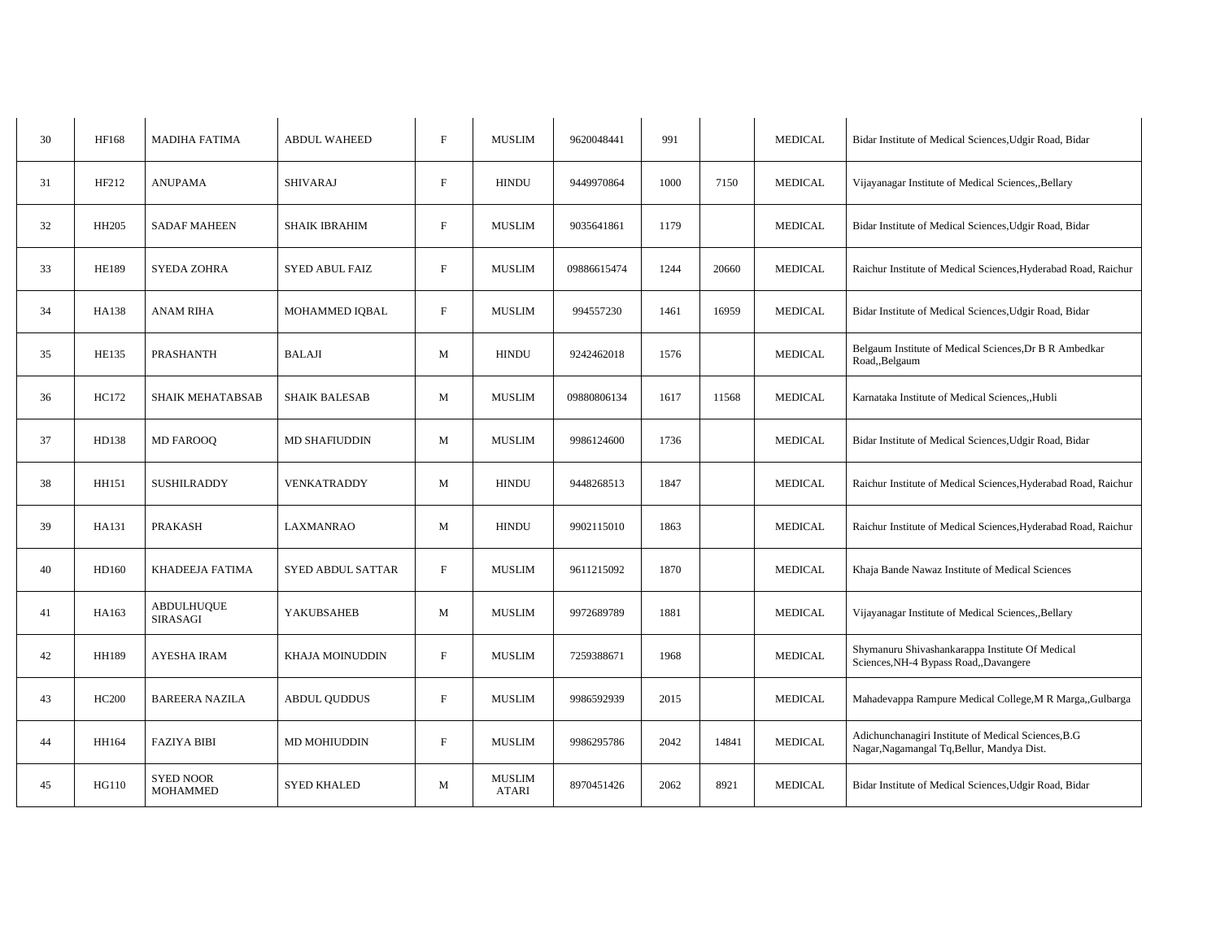| 30 | HF168 | MADIHA FATIMA | ABDUL WAHEED | F | MUSLIM | 9620048441 | 991 | | MEDICAL | Bidar Institute of Medical Sciences,Udgir Road, Bidar |
|---|---|---|---|---|---|---|---|---|---|---|
| 31 | HF212 | ANUPAMA | SHIVARAJ | F | HINDU | 9449970864 | 1000 | 7150 | MEDICAL | Vijayanagar Institute of Medical Sciences,,Bellary |
| 32 | HH205 | SADAF MAHEEN | SHAIK IBRAHIM | F | MUSLIM | 9035641861 | 1179 | | MEDICAL | Bidar Institute of Medical Sciences,Udgir Road, Bidar |
| 33 | HE189 | SYEDA ZOHRA | SYED ABUL FAIZ | F | MUSLIM | 09886615474 | 1244 | 20660 | MEDICAL | Raichur Institute of Medical Sciences,Hyderabad Road, Raichur |
| 34 | HA138 | ANAM RIHA | MOHAMMED IQBAL | F | MUSLIM | 994557230 | 1461 | 16959 | MEDICAL | Bidar Institute of Medical Sciences,Udgir Road, Bidar |
| 35 | HE135 | PRASHANTH | BALAJI | M | HINDU | 9242462018 | 1576 | | MEDICAL | Belgaum Institute of Medical Sciences,Dr B R Ambedkar Road,,Belgaum |
| 36 | HC172 | SHAIK MEHATABSAB | SHAIK BALESAB | M | MUSLIM | 09880806134 | 1617 | 11568 | MEDICAL | Karnataka Institute of Medical Sciences,,Hubli |
| 37 | HD138 | MD FAROOQ | MD SHAFIUDDIN | M | MUSLIM | 9986124600 | 1736 | | MEDICAL | Bidar Institute of Medical Sciences,Udgir Road, Bidar |
| 38 | HH151 | SUSHILRADDY | VENKATRADDY | M | HINDU | 9448268513 | 1847 | | MEDICAL | Raichur Institute of Medical Sciences,Hyderabad Road, Raichur |
| 39 | HA131 | PRAKASH | LAXMANRAO | M | HINDU | 9902115010 | 1863 | | MEDICAL | Raichur Institute of Medical Sciences,Hyderabad Road, Raichur |
| 40 | HD160 | KHADEEJA FATIMA | SYED ABDUL SATTAR | F | MUSLIM | 9611215092 | 1870 | | MEDICAL | Khaja Bande Nawaz Institute of Medical Sciences |
| 41 | HA163 | ABDULHUQUE SIRASAGI | YAKUBSAHEB | M | MUSLIM | 9972689789 | 1881 | | MEDICAL | Vijayanagar Institute of Medical Sciences,,Bellary |
| 42 | HH189 | AYESHA IRAM | KHAJA MOINUDDIN | F | MUSLIM | 7259388671 | 1968 | | MEDICAL | Shymanuru Shivashankarappa Institute Of Medical Sciences,NH-4 Bypass Road,,Davangere |
| 43 | HC200 | BAREERA NAZILA | ABDUL QUDDUS | F | MUSLIM | 9986592939 | 2015 | | MEDICAL | Mahadevappa Rampure Medical College,M R Marga,,Gulbarga |
| 44 | HH164 | FAZIYA BIBI | MD MOHIUDDIN | F | MUSLIM | 9986295786 | 2042 | 14841 | MEDICAL | Adichunchanagiri Institute of Medical Sciences,B.G Nagar,Nagamangal Tq,Bellur, Mandya Dist. |
| 45 | HG110 | SYED NOOR MOHAMMED | SYED KHALED | M | MUSLIM ATARI | 8970451426 | 2062 | 8921 | MEDICAL | Bidar Institute of Medical Sciences,Udgir Road, Bidar |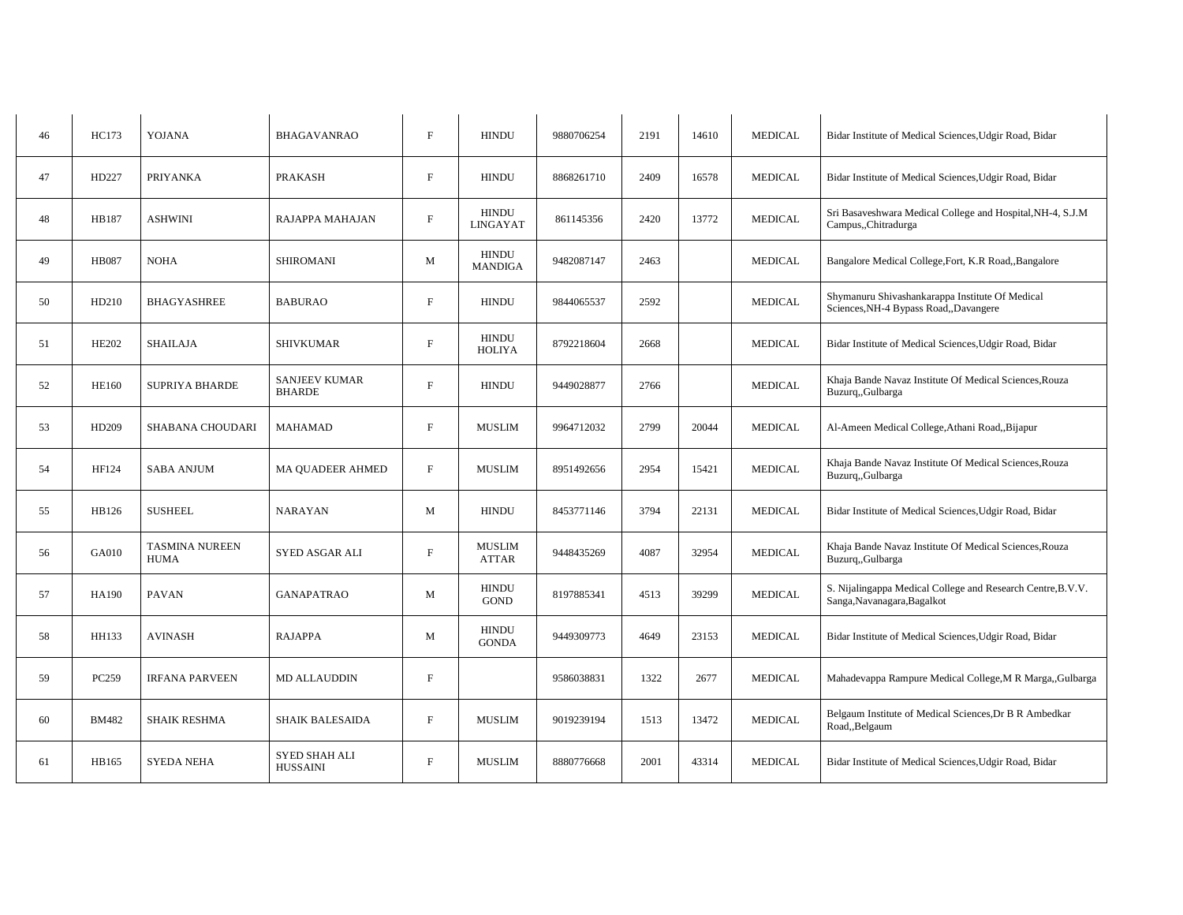| 46 | HC173 | YOJANA | BHAGAVANRAO | F | HINDU | 9880706254 | 2191 | 14610 | MEDICAL | Bidar Institute of Medical Sciences,Udgir Road, Bidar |
|---|---|---|---|---|---|---|---|---|---|---|
| 47 | HD227 | PRIYANKA | PRAKASH | F | HINDU | 8868261710 | 2409 | 16578 | MEDICAL | Bidar Institute of Medical Sciences,Udgir Road, Bidar |
| 48 | HB187 | ASHWINI | RAJAPPA MAHAJAN | F | HINDU LINGAYAT | 861145356 | 2420 | 13772 | MEDICAL | Sri Basaveshwara Medical College and Hospital,NH-4, S.J.M Campus,,Chitradurga |
| 49 | HB087 | NOHA | SHIROMANI | M | HINDU MANDIGA | 9482087147 | 2463 | | MEDICAL | Bangalore Medical College,Fort, K.R Road,,Bangalore |
| 50 | HD210 | BHAGYASHREE | BABURAO | F | HINDU | 9844065537 | 2592 | | MEDICAL | Shymanuru Shivashankarappa Institute Of Medical Sciences,NH-4 Bypass Road,,Davangere |
| 51 | HE202 | SHAILAJA | SHIVKUMAR | F | HINDU HOLIYA | 8792218604 | 2668 | | MEDICAL | Bidar Institute of Medical Sciences,Udgir Road, Bidar |
| 52 | HE160 | SUPRIYA BHARDE | SANJEEV KUMAR BHARDE | F | HINDU | 9449028877 | 2766 | | MEDICAL | Khaja Bande Navaz Institute Of Medical Sciences,Rouza Buzurq,,Gulbarga |
| 53 | HD209 | SHABANA CHOUDARI | MAHAMAD | F | MUSLIM | 9964712032 | 2799 | 20044 | MEDICAL | Al-Ameen Medical College,Athani Road,,Bijapur |
| 54 | HF124 | SABA ANJUM | MA QUADEER AHMED | F | MUSLIM | 8951492656 | 2954 | 15421 | MEDICAL | Khaja Bande Navaz Institute Of Medical Sciences,Rouza Buzurq,,Gulbarga |
| 55 | HB126 | SUSHEEL | NARAYAN | M | HINDU | 8453771146 | 3794 | 22131 | MEDICAL | Bidar Institute of Medical Sciences,Udgir Road, Bidar |
| 56 | GA010 | TASMINA NUREEN HUMA | SYED ASGAR ALI | F | MUSLIM ATTAR | 9448435269 | 4087 | 32954 | MEDICAL | Khaja Bande Navaz Institute Of Medical Sciences,Rouza Buzurq,,Gulbarga |
| 57 | HA190 | PAVAN | GANAPATRAO | M | HINDU GOND | 8197885341 | 4513 | 39299 | MEDICAL | S. Nijalingappa Medical College and Research Centre,B.V.V. Sanga,Navanagara,Bagalkot |
| 58 | HH133 | AVINASH | RAJAPPA | M | HINDU GONDA | 9449309773 | 4649 | 23153 | MEDICAL | Bidar Institute of Medical Sciences,Udgir Road, Bidar |
| 59 | PC259 | IRFANA PARVEEN | MD ALLAUDDIN | F | | 9586038831 | 1322 | 2677 | MEDICAL | Mahadevappa Rampure Medical College,M R Marga,,Gulbarga |
| 60 | BM482 | SHAIK RESHMA | SHAIK BALESAIDA | F | MUSLIM | 9019239194 | 1513 | 13472 | MEDICAL | Belgaum Institute of Medical Sciences,Dr B R Ambedkar Road,,Belgaum |
| 61 | HB165 | SYEDA NEHA | SYED SHAH ALI HUSSAINI | F | MUSLIM | 8880776668 | 2001 | 43314 | MEDICAL | Bidar Institute of Medical Sciences,Udgir Road, Bidar |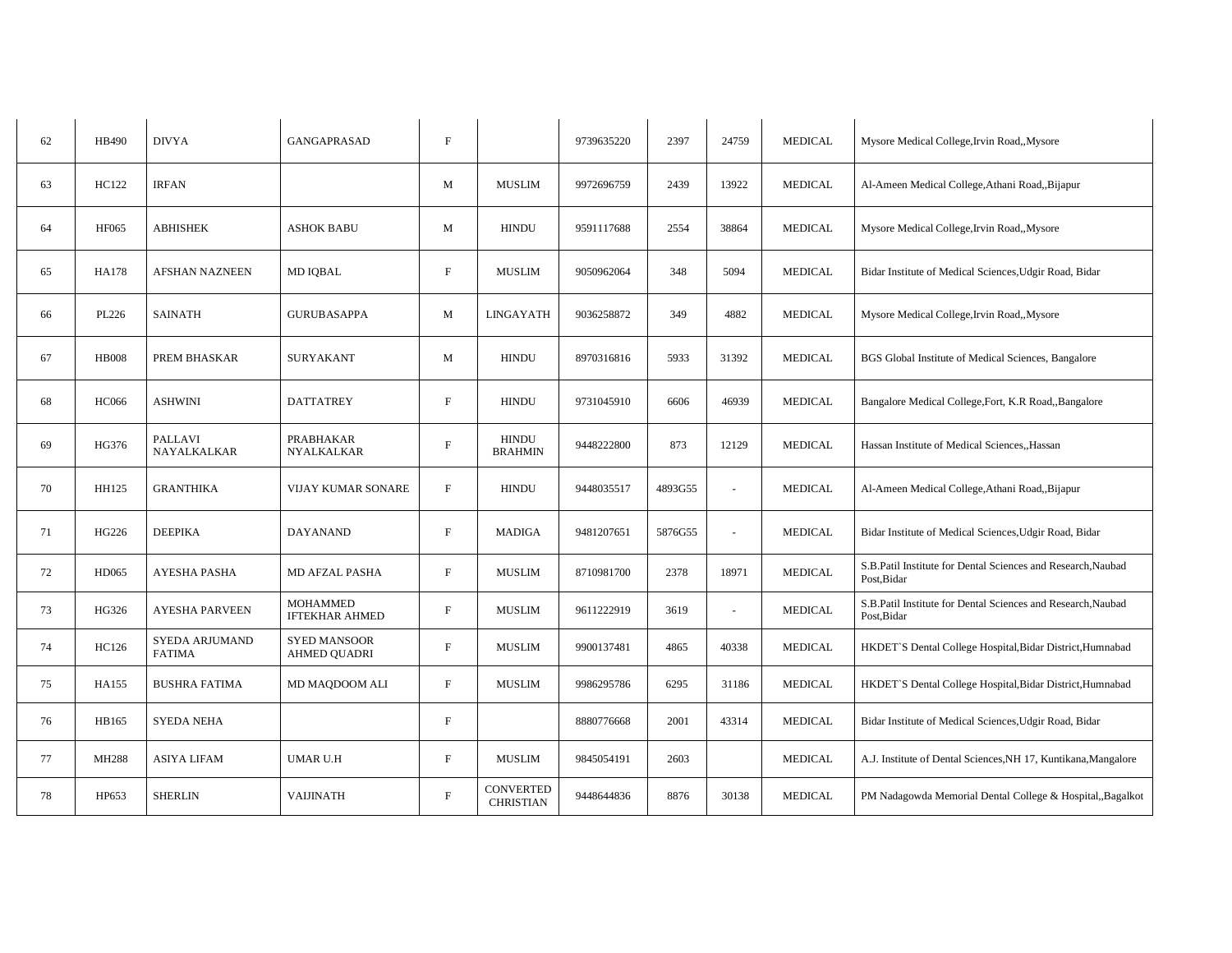| | | | | | | | | | | |
|---|---|---|---|---|---|---|---|---|---|---|
| 62 | HB490 | DIVYA | GANGAPRASAD | F | | 9739635220 | 2397 | 24759 | MEDICAL | Mysore Medical College,Irvin Road,,Mysore |
| 63 | HC122 | IRFAN | | M | MUSLIM | 9972696759 | 2439 | 13922 | MEDICAL | Al-Ameen Medical College,Athani Road,,Bijapur |
| 64 | HF065 | ABHISHEK | ASHOK BABU | M | HINDU | 9591117688 | 2554 | 38864 | MEDICAL | Mysore Medical College,Irvin Road,,Mysore |
| 65 | HA178 | AFSHAN NAZNEEN | MD IQBAL | F | MUSLIM | 9050962064 | 348 | 5094 | MEDICAL | Bidar Institute of Medical Sciences,Udgir Road, Bidar |
| 66 | PL226 | SAINATH | GURUBASAPPA | M | LINGAYATH | 9036258872 | 349 | 4882 | MEDICAL | Mysore Medical College,Irvin Road,,Mysore |
| 67 | HB008 | PREM BHASKAR | SURYAKANT | M | HINDU | 8970316816 | 5933 | 31392 | MEDICAL | BGS Global Institute of Medical Sciences, Bangalore |
| 68 | HC066 | ASHWINI | DATTATREY | F | HINDU | 9731045910 | 6606 | 46939 | MEDICAL | Bangalore Medical College,Fort, K.R Road,,Bangalore |
| 69 | HG376 | PALLAVI NAYALKALKAR | PRABHAKAR NYALKALKAR | F | HINDU BRAHMIN | 9448222800 | 873 | 12129 | MEDICAL | Hassan Institute of Medical Sciences,,Hassan |
| 70 | HH125 | GRANTHIKA | VIJAY KUMAR SONARE | F | HINDU | 9448035517 | 4893G55 | - | MEDICAL | Al-Ameen Medical College,Athani Road,,Bijapur |
| 71 | HG226 | DEEPIKA | DAYANAND | F | MADIGA | 9481207651 | 5876G55 | - | MEDICAL | Bidar Institute of Medical Sciences,Udgir Road, Bidar |
| 72 | HD065 | AYESHA PASHA | MD AFZAL PASHA | F | MUSLIM | 8710981700 | 2378 | 18971 | MEDICAL | S.B.Patil Institute for Dental Sciences and Research,Naubad Post,Bidar |
| 73 | HG326 | AYESHA PARVEEN | MOHAMMED IFTEKHAR AHMED | F | MUSLIM | 9611222919 | 3619 | - | MEDICAL | S.B.Patil Institute for Dental Sciences and Research,Naubad Post,Bidar |
| 74 | HC126 | SYEDA ARJUMAND FATIMA | SYED MANSOOR AHMED QUADRI | F | MUSLIM | 9900137481 | 4865 | 40338 | MEDICAL | HKDET`S Dental College Hospital,Bidar District,Humnabad |
| 75 | HA155 | BUSHRA FATIMA | MD MAQDOOM ALI | F | MUSLIM | 9986295786 | 6295 | 31186 | MEDICAL | HKDET`S Dental College Hospital,Bidar District,Humnabad |
| 76 | HB165 | SYEDA NEHA | | F | | 8880776668 | 2001 | 43314 | MEDICAL | Bidar Institute of Medical Sciences,Udgir Road, Bidar |
| 77 | MH288 | ASIYA LIFAM | UMAR U.H | F | MUSLIM | 9845054191 | 2603 | | MEDICAL | A.J. Institute of Dental Sciences,NH 17, Kuntikana,Mangalore |
| 78 | HP653 | SHERLIN | VAIJINATH | F | CONVERTED CHRISTIAN | 9448644836 | 8876 | 30138 | MEDICAL | PM Nadagowda Memorial Dental College & Hospital,,Bagalkot |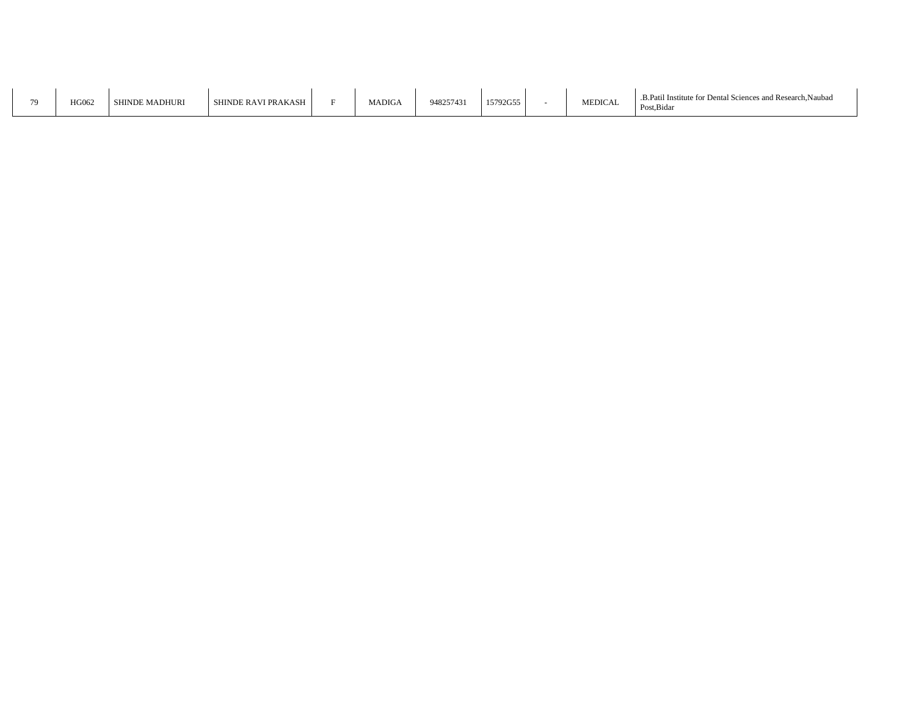| | | | | | | | | | | |
|---|---|---|---|---|---|---|---|---|---|---|
| 79 | HG062 | SHINDE MADHURI | SHINDE RAVI PRAKASH | F | MADIGA | 948257431 | 15792G55 | - | MEDICAL | .B.Patil Institute for Dental Sciences and Research,Naubad Post,Bidar |